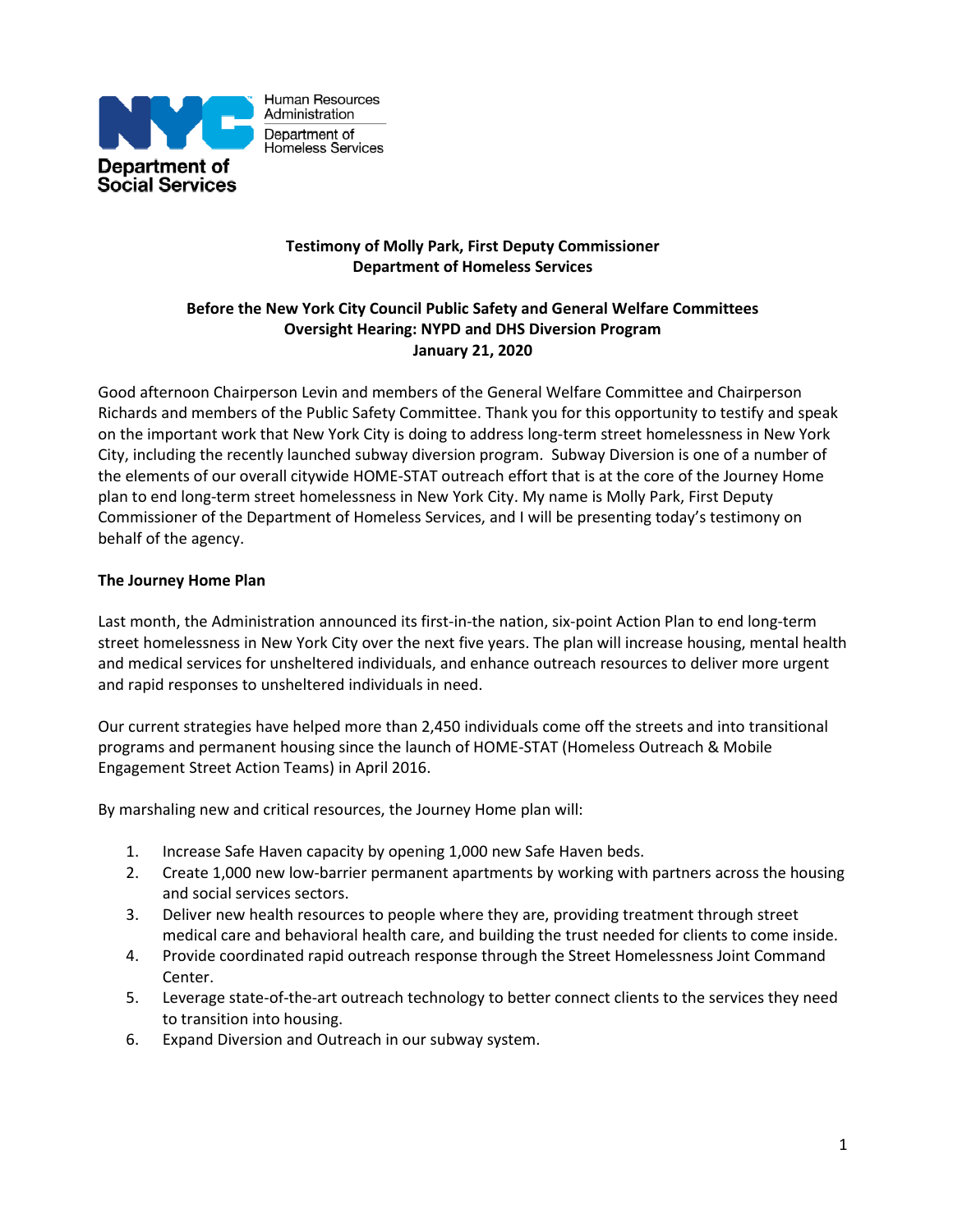Human Resources Administration
Department of Homeless Services

Department of Social Services

**Testimony of Molly Park, First Deputy Commissioner**
**Department of Homeless Services**

**Before the New York City Council Public Safety and General Welfare Committees**
**Oversight Hearing: NYPD and DHS Diversion Program**
**January 21, 2020**

Good afternoon Chairperson Levin and members of the General Welfare Committee and Chairperson Richards and members of the Public Safety Committee. Thank you for this opportunity to testify and speak on the important work that New York City is doing to address long-term street homelessness in New York City, including the recently launched subway diversion program. Subway Diversion is one of a number of the elements of our overall citywide HOME-STAT outreach effort that is at the core of the Journey Home plan to end long-term street homelessness in New York City. My name is Molly Park, First Deputy Commissioner of the Department of Homeless Services, and I will be presenting today's testimony on behalf of the agency.

**The Journey Home Plan**

Last month, the Administration announced its first-in-the nation, six-point Action Plan to end long-term street homelessness in New York City over the next five years. The plan will increase housing, mental health and medical services for unsheltered individuals, and enhance outreach resources to deliver more urgent and rapid responses to unsheltered individuals in need.

Our current strategies have helped more than 2,450 individuals come off the streets and into transitional programs and permanent housing since the launch of HOME-STAT (Homeless Outreach & Mobile Engagement Street Action Teams) in April 2016.

By marshaling new and critical resources, the Journey Home plan will:

1. Increase Safe Haven capacity by opening 1,000 new Safe Haven beds.
2. Create 1,000 new low-barrier permanent apartments by working with partners across the housing and social services sectors.
3. Deliver new health resources to people where they are, providing treatment through street medical care and behavioral health care, and building the trust needed for clients to come inside.
4. Provide coordinated rapid outreach response through the Street Homelessness Joint Command Center.
5. Leverage state-of-the-art outreach technology to better connect clients to the services they need to transition into housing.
6. Expand Diversion and Outreach in our subway system.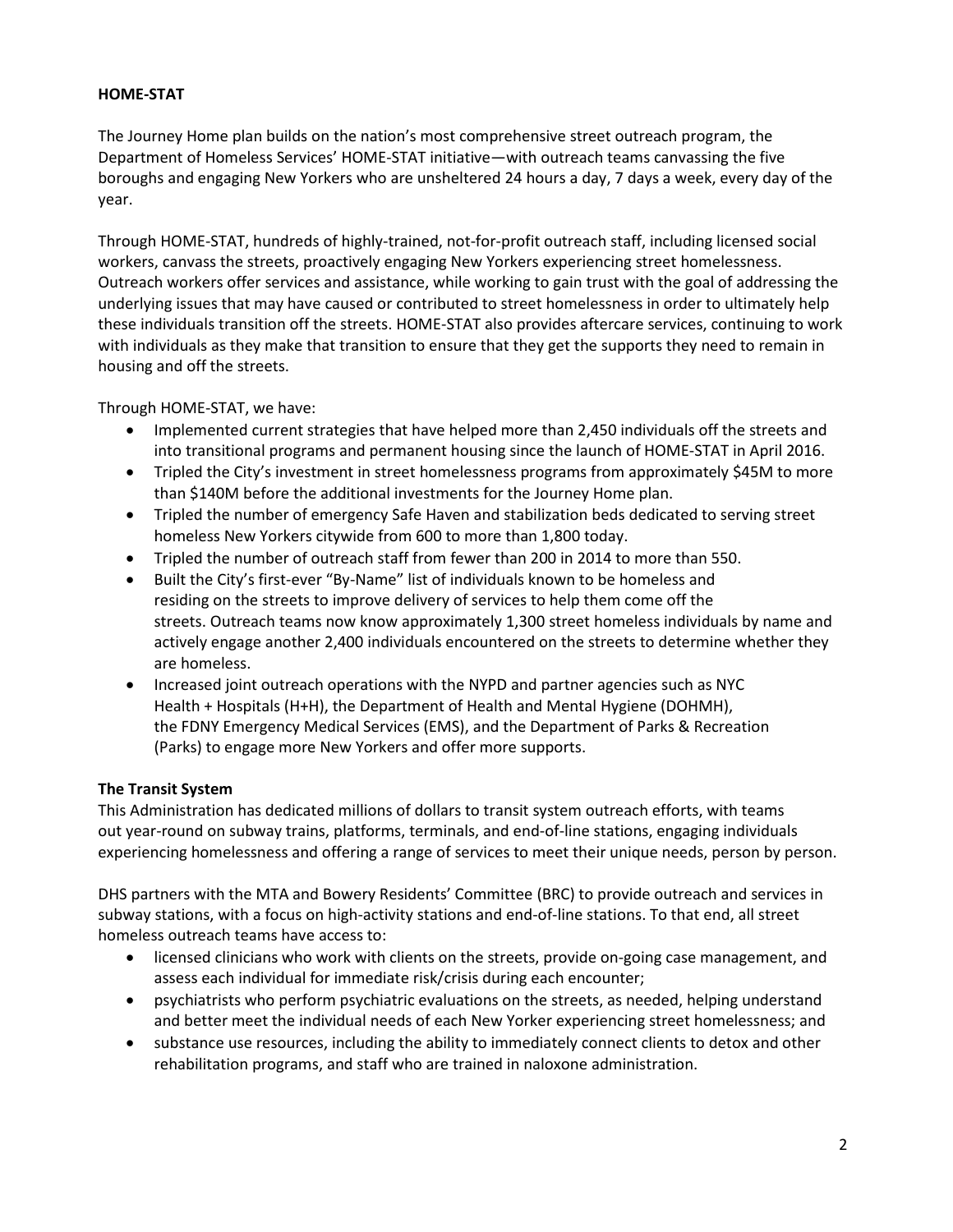**HOME-STAT**

The Journey Home plan builds on the nation's most comprehensive street outreach program, the Department of Homeless Services' HOME-STAT initiative—with outreach teams canvassing the five boroughs and engaging New Yorkers who are unsheltered 24 hours a day, 7 days a week, every day of the year.

Through HOME-STAT, hundreds of highly-trained, not-for-profit outreach staff, including licensed social workers, canvass the streets, proactively engaging New Yorkers experiencing street homelessness. Outreach workers offer services and assistance, while working to gain trust with the goal of addressing the underlying issues that may have caused or contributed to street homelessness in order to ultimately help these individuals transition off the streets. HOME-STAT also provides aftercare services, continuing to work with individuals as they make that transition to ensure that they get the supports they need to remain in housing and off the streets.

Through HOME-STAT, we have:

- Implemented current strategies that have helped more than 2,450 individuals off the streets and into transitional programs and permanent housing since the launch of HOME-STAT in April 2016.
- Tripled the City's investment in street homelessness programs from approximately $45M to more than $140M before the additional investments for the Journey Home plan.
- Tripled the number of emergency Safe Haven and stabilization beds dedicated to serving street homeless New Yorkers citywide from 600 to more than 1,800 today.
- Tripled the number of outreach staff from fewer than 200 in 2014 to more than 550.
- Built the City's first-ever "By-Name" list of individuals known to be homeless and residing on the streets to improve delivery of services to help them come off the streets. Outreach teams now know approximately 1,300 street homeless individuals by name and actively engage another 2,400 individuals encountered on the streets to determine whether they are homeless.
- Increased joint outreach operations with the NYPD and partner agencies such as NYC Health + Hospitals (H+H), the Department of Health and Mental Hygiene (DOHMH), the FDNY Emergency Medical Services (EMS), and the Department of Parks & Recreation (Parks) to engage more New Yorkers and offer more supports.

**The Transit System**

This Administration has dedicated millions of dollars to transit system outreach efforts, with teams out year-round on subway trains, platforms, terminals, and end-of-line stations, engaging individuals experiencing homelessness and offering a range of services to meet their unique needs, person by person.

DHS partners with the MTA and Bowery Residents' Committee (BRC) to provide outreach and services in subway stations, with a focus on high-activity stations and end-of-line stations. To that end, all street homeless outreach teams have access to:

- licensed clinicians who work with clients on the streets, provide on-going case management, and assess each individual for immediate risk/crisis during each encounter;
- psychiatrists who perform psychiatric evaluations on the streets, as needed, helping understand and better meet the individual needs of each New Yorker experiencing street homelessness; and
- substance use resources, including the ability to immediately connect clients to detox and other rehabilitation programs, and staff who are trained in naloxone administration.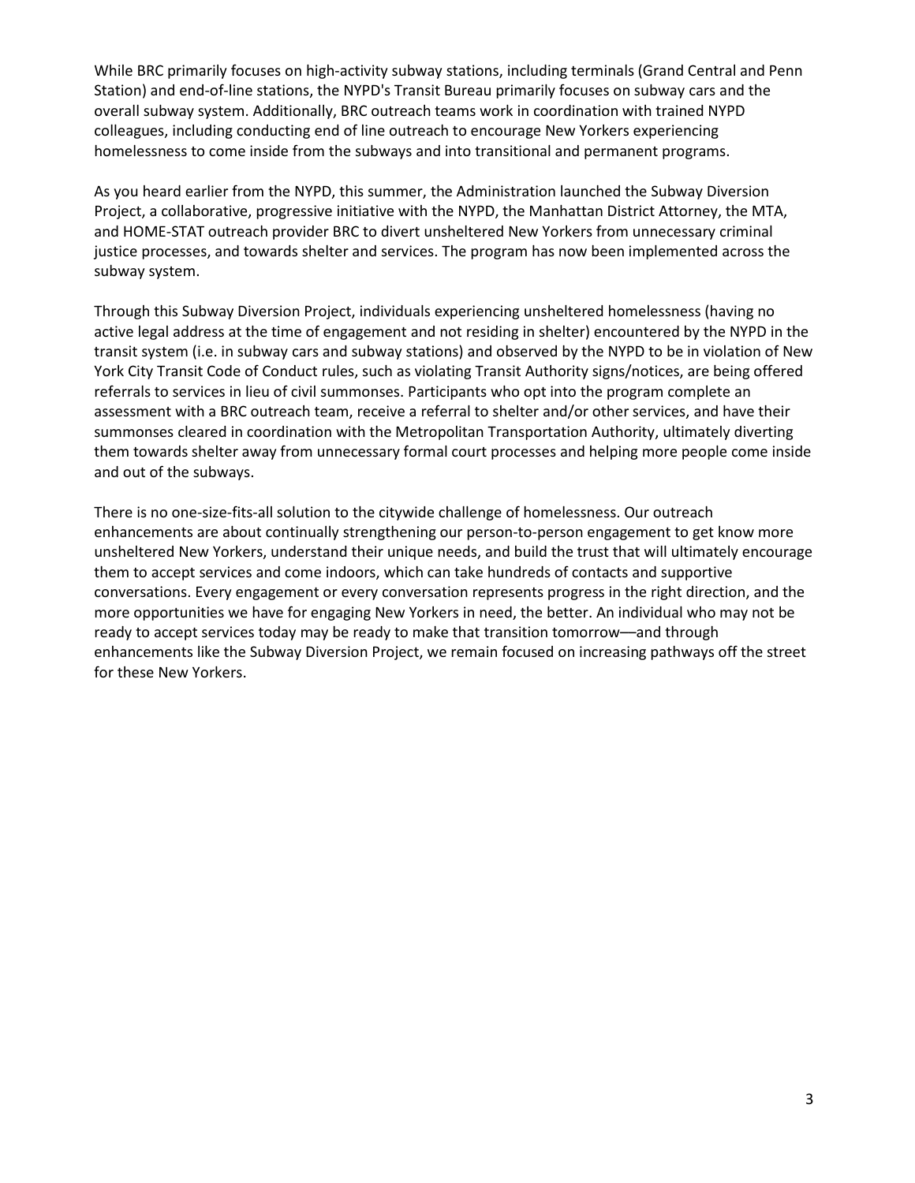While BRC primarily focuses on high-activity subway stations, including terminals (Grand Central and Penn Station) and end-of-line stations, the NYPD's Transit Bureau primarily focuses on subway cars and the overall subway system. Additionally, BRC outreach teams work in coordination with trained NYPD colleagues, including conducting end of line outreach to encourage New Yorkers experiencing homelessness to come inside from the subways and into transitional and permanent programs.

As you heard earlier from the NYPD, this summer, the Administration launched the Subway Diversion Project, a collaborative, progressive initiative with the NYPD, the Manhattan District Attorney, the MTA, and HOME-STAT outreach provider BRC to divert unsheltered New Yorkers from unnecessary criminal justice processes, and towards shelter and services. The program has now been implemented across the subway system.

Through this Subway Diversion Project, individuals experiencing unsheltered homelessness (having no active legal address at the time of engagement and not residing in shelter) encountered by the NYPD in the transit system (i.e. in subway cars and subway stations) and observed by the NYPD to be in violation of New York City Transit Code of Conduct rules, such as violating Transit Authority signs/notices, are being offered referrals to services in lieu of civil summonses. Participants who opt into the program complete an assessment with a BRC outreach team, receive a referral to shelter and/or other services, and have their summonses cleared in coordination with the Metropolitan Transportation Authority, ultimately diverting them towards shelter away from unnecessary formal court processes and helping more people come inside and out of the subways.

There is no one-size-fits-all solution to the citywide challenge of homelessness. Our outreach enhancements are about continually strengthening our person-to-person engagement to get know more unsheltered New Yorkers, understand their unique needs, and build the trust that will ultimately encourage them to accept services and come indoors, which can take hundreds of contacts and supportive conversations. Every engagement or every conversation represents progress in the right direction, and the more opportunities we have for engaging New Yorkers in need, the better. An individual who may not be ready to accept services today may be ready to make that transition tomorrow––and through enhancements like the Subway Diversion Project, we remain focused on increasing pathways off the street for these New Yorkers.